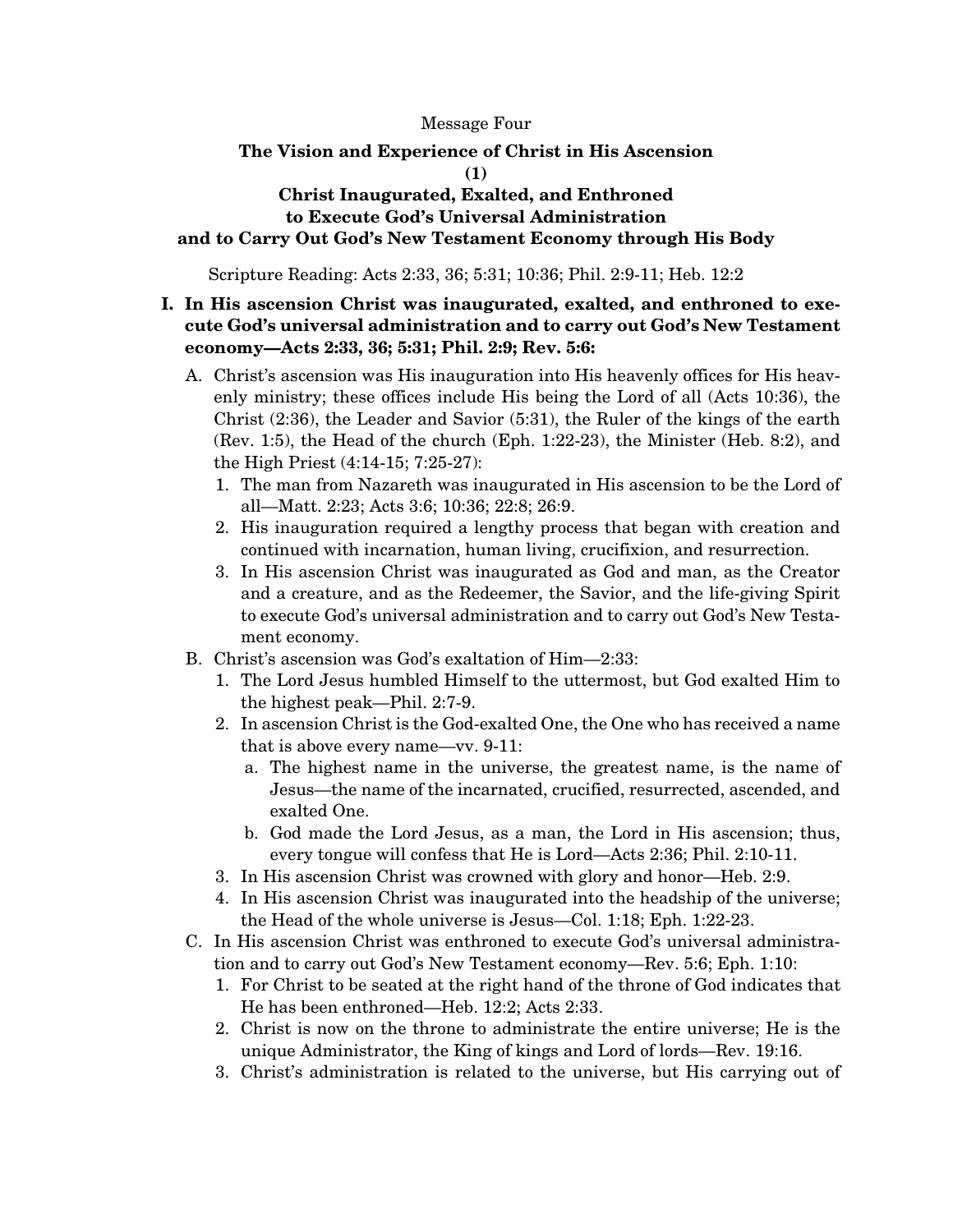Message Four

# The Vision and Experience of Christ in His Ascension

## (1)

## Christ Inaugurated, Exalted, and Enthroned to Execute God's Universal Administration and to Carry Out God's New Testament Economy through His Body

Scripture Reading: Acts 2:33, 36; 5:31; 10:36; Phil. 2:9-11; Heb. 12:2

**I. In His ascension Christ was inaugurated, exalted, and enthroned to execute God's universal administration and to carry out God's New Testament economy—Acts 2:33, 36; 5:31; Phil. 2:9; Rev. 5:6:**

- A. Christ's ascension was His inauguration into His heavenly offices for His heavenly ministry; these offices include His being the Lord of all (Acts 10:36), the Christ (2:36), the Leader and Savior (5:31), the Ruler of the kings of the earth (Rev. 1:5), the Head of the church (Eph. 1:22-23), the Minister (Heb. 8:2), and the High Priest (4:14-15; 7:25-27):
  1. The man from Nazareth was inaugurated in His ascension to be the Lord of all—Matt. 2:23; Acts 3:6; 10:36; 22:8; 26:9.
  2. His inauguration required a lengthy process that began with creation and continued with incarnation, human living, crucifixion, and resurrection.
  3. In His ascension Christ was inaugurated as God and man, as the Creator and a creature, and as the Redeemer, the Savior, and the life-giving Spirit to execute God's universal administration and to carry out God's New Testament economy.
- B. Christ's ascension was God's exaltation of Him—2:33:
  1. The Lord Jesus humbled Himself to the uttermost, but God exalted Him to the highest peak—Phil. 2:7-9.
  2. In ascension Christ is the God-exalted One, the One who has received a name that is above every name—vv. 9-11:
     - a. The highest name in the universe, the greatest name, is the name of Jesus—the name of the incarnated, crucified, resurrected, ascended, and exalted One.
     - b. God made the Lord Jesus, as a man, the Lord in His ascension; thus, every tongue will confess that He is Lord—Acts 2:36; Phil. 2:10-11.
  3. In His ascension Christ was crowned with glory and honor—Heb. 2:9.
  4. In His ascension Christ was inaugurated into the headship of the universe; the Head of the whole universe is Jesus—Col. 1:18; Eph. 1:22-23.
- C. In His ascension Christ was enthroned to execute God's universal administration and to carry out God's New Testament economy—Rev. 5:6; Eph. 1:10:
  1. For Christ to be seated at the right hand of the throne of God indicates that He has been enthroned—Heb. 12:2; Acts 2:33.
  2. Christ is now on the throne to administrate the entire universe; He is the unique Administrator, the King of kings and Lord of lords—Rev. 19:16.
  3. Christ's administration is related to the universe, but His carrying out of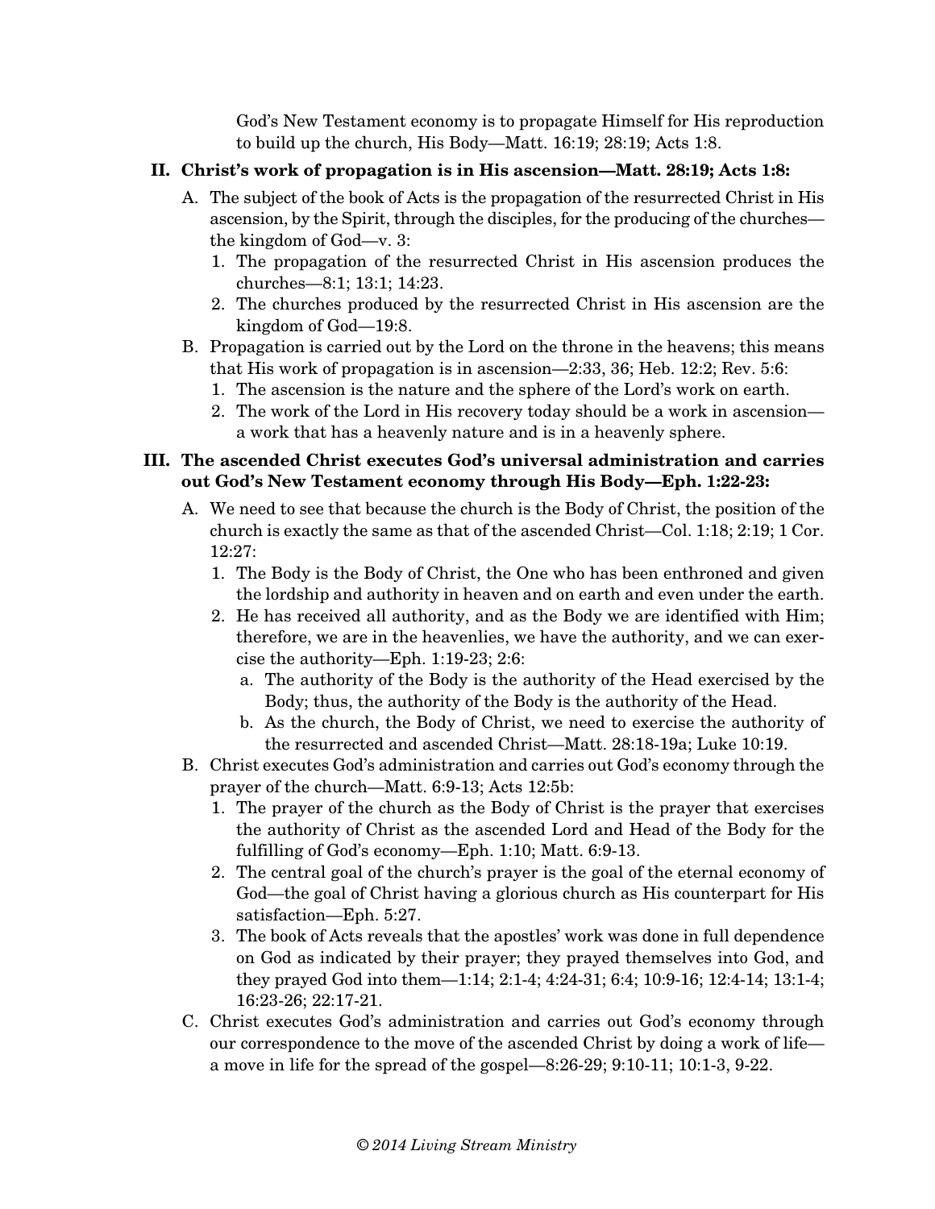God's New Testament economy is to propagate Himself for His reproduction to build up the church, His Body—Matt. 16:19; 28:19; Acts 1:8.

**II. Christ's work of propagation is in His ascension—Matt. 28:19; Acts 1:8:**

A. The subject of the book of Acts is the propagation of the resurrected Christ in His ascension, by the Spirit, through the disciples, for the producing of the churches—the kingdom of God—v. 3:

1. The propagation of the resurrected Christ in His ascension produces the churches—8:1; 13:1; 14:23.
2. The churches produced by the resurrected Christ in His ascension are the kingdom of God—19:8.

B. Propagation is carried out by the Lord on the throne in the heavens; this means that His work of propagation is in ascension—2:33, 36; Heb. 12:2; Rev. 5:6:

1. The ascension is the nature and the sphere of the Lord's work on earth.
2. The work of the Lord in His recovery today should be a work in ascension—a work that has a heavenly nature and is in a heavenly sphere.

**III. The ascended Christ executes God's universal administration and carries out God's New Testament economy through His Body—Eph. 1:22-23:**

A. We need to see that because the church is the Body of Christ, the position of the church is exactly the same as that of the ascended Christ—Col. 1:18; 2:19; 1 Cor. 12:27:

1. The Body is the Body of Christ, the One who has been enthroned and given the lordship and authority in heaven and on earth and even under the earth.
2. He has received all authority, and as the Body we are identified with Him; therefore, we are in the heavenlies, we have the authority, and we can exercise the authority—Eph. 1:19-23; 2:6:
   a. The authority of the Body is the authority of the Head exercised by the Body; thus, the authority of the Body is the authority of the Head.
   b. As the church, the Body of Christ, we need to exercise the authority of the resurrected and ascended Christ—Matt. 28:18-19a; Luke 10:19.

B. Christ executes God's administration and carries out God's economy through the prayer of the church—Matt. 6:9-13; Acts 12:5b:

1. The prayer of the church as the Body of Christ is the prayer that exercises the authority of Christ as the ascended Lord and Head of the Body for the fulfilling of God's economy—Eph. 1:10; Matt. 6:9-13.
2. The central goal of the church's prayer is the goal of the eternal economy of God—the goal of Christ having a glorious church as His counterpart for His satisfaction—Eph. 5:27.
3. The book of Acts reveals that the apostles' work was done in full dependence on God as indicated by their prayer; they prayed themselves into God, and they prayed God into them—1:14; 2:1-4; 4:24-31; 6:4; 10:9-16; 12:4-14; 13:1-4; 16:23-26; 22:17-21.

C. Christ executes God's administration and carries out God's economy through our correspondence to the move of the ascended Christ by doing a work of life—a move in life for the spread of the gospel—8:26-29; 9:10-11; 10:1-3, 9-22.

*© 2014 Living Stream Ministry*